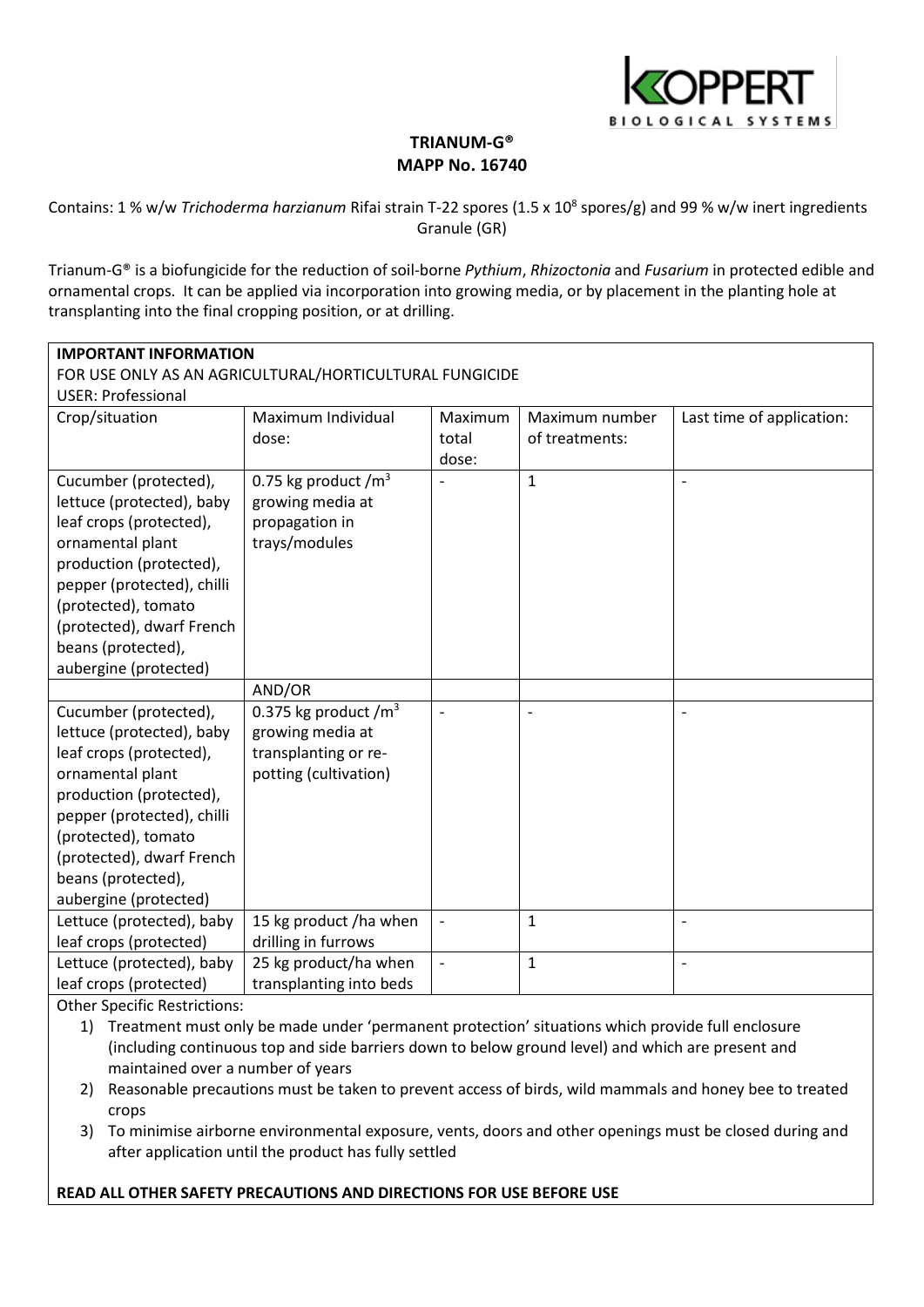# TRIANUM-G®
## MAPP No. 16740

Contains: 1 % w/w *Trichoderma harzianum* Rifai strain T-22 spores (1.5 x $10^8$ spores/g) and 99 % w/w inert ingredients
Granule (GR)

Trianum-G® is a biofungicide for the reduction of soil-borne *Pythium*, *Rhizoctonia* and *Fusarium* in protected edible and ornamental crops. It can be applied via incorporation into growing media, or by placement in the planting hole at transplanting into the final cropping position, or at drilling.

**IMPORTANT INFORMATION**

FOR USE ONLY AS AN AGRICULTURAL/HORTICULTURAL FUNGICIDE

USER: Professional

| Crop/situation | Maximum Individual dose: | Maximum total dose: | Maximum number of treatments: | Last time of application: |
|---|---|---|---|---|
| Cucumber (protected), lettuce (protected), baby leaf crops (protected), ornamental plant production (protected), pepper (protected), chilli (protected), tomato (protected), dwarf French beans (protected), aubergine (protected) | 0.75 kg product /$m^3$ growing media at propagation in trays/modules | - | 1 | - |
| | AND/OR | | | |
| Cucumber (protected), lettuce (protected), baby leaf crops (protected), ornamental plant production (protected), pepper (protected), chilli (protected), tomato (protected), dwarf French beans (protected), aubergine (protected) | 0.375 kg product /$m^3$ growing media at transplanting or re-potting (cultivation) | - | - | - |
| Lettuce (protected), baby leaf crops (protected) | 15 kg product /ha when drilling in furrows | - | 1 | - |
| Lettuce (protected), baby leaf crops (protected) | 25 kg product/ha when transplanting into beds | - | 1 | - |

Other Specific Restrictions:

1) Treatment must only be made under 'permanent protection' situations which provide full enclosure (including continuous top and side barriers down to below ground level) and which are present and maintained over a number of years
2) Reasonable precautions must be taken to prevent access of birds, wild mammals and honey bee to treated crops
3) To minimise airborne environmental exposure, vents, doors and other openings must be closed during and after application until the product has fully settled

**READ ALL OTHER SAFETY PRECAUTIONS AND DIRECTIONS FOR USE BEFORE USE**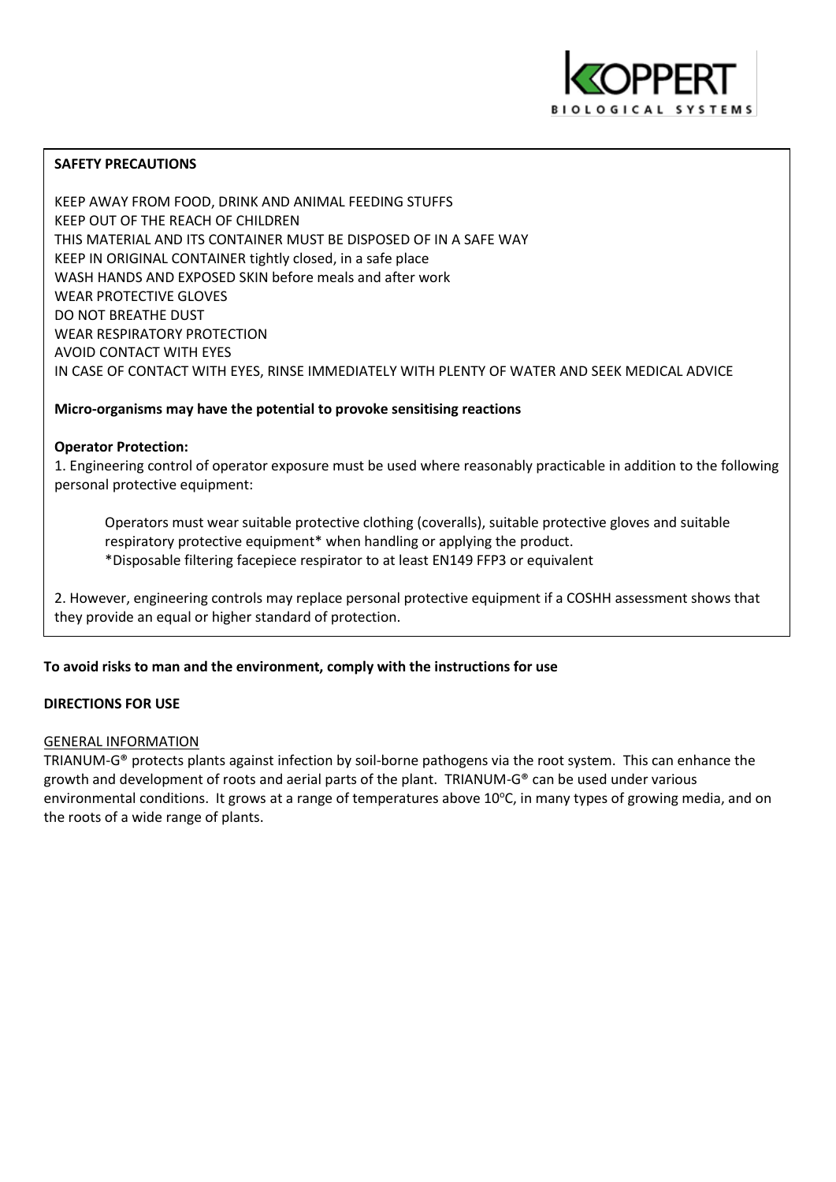**SAFETY PRECAUTIONS**

KEEP AWAY FROM FOOD, DRINK AND ANIMAL FEEDING STUFFS
KEEP OUT OF THE REACH OF CHILDREN
THIS MATERIAL AND ITS CONTAINER MUST BE DISPOSED OF IN A SAFE WAY
KEEP IN ORIGINAL CONTAINER tightly closed, in a safe place
WASH HANDS AND EXPOSED SKIN before meals and after work
WEAR PROTECTIVE GLOVES
DO NOT BREATHE DUST
WEAR RESPIRATORY PROTECTION
AVOID CONTACT WITH EYES
IN CASE OF CONTACT WITH EYES, RINSE IMMEDIATELY WITH PLENTY OF WATER AND SEEK MEDICAL ADVICE

**Micro-organisms may have the potential to provoke sensitising reactions**

**Operator Protection:**

1. Engineering control of operator exposure must be used where reasonably practicable in addition to the following personal protective equipment:

   Operators must wear suitable protective clothing (coveralls), suitable protective gloves and suitable respiratory protective equipment* when handling or applying the product.
   *Disposable filtering facepiece respirator to at least EN149 FFP3 or equivalent

2. However, engineering controls may replace personal protective equipment if a COSHH assessment shows that they provide an equal or higher standard of protection.

**To avoid risks to man and the environment, comply with the instructions for use**

**DIRECTIONS FOR USE**

GENERAL INFORMATION

TRIANUM-G® protects plants against infection by soil-borne pathogens via the root system. This can enhance the growth and development of roots and aerial parts of the plant. TRIANUM-G® can be used under various environmental conditions. It grows at a range of temperatures above 10°C, in many types of growing media, and on the roots of a wide range of plants.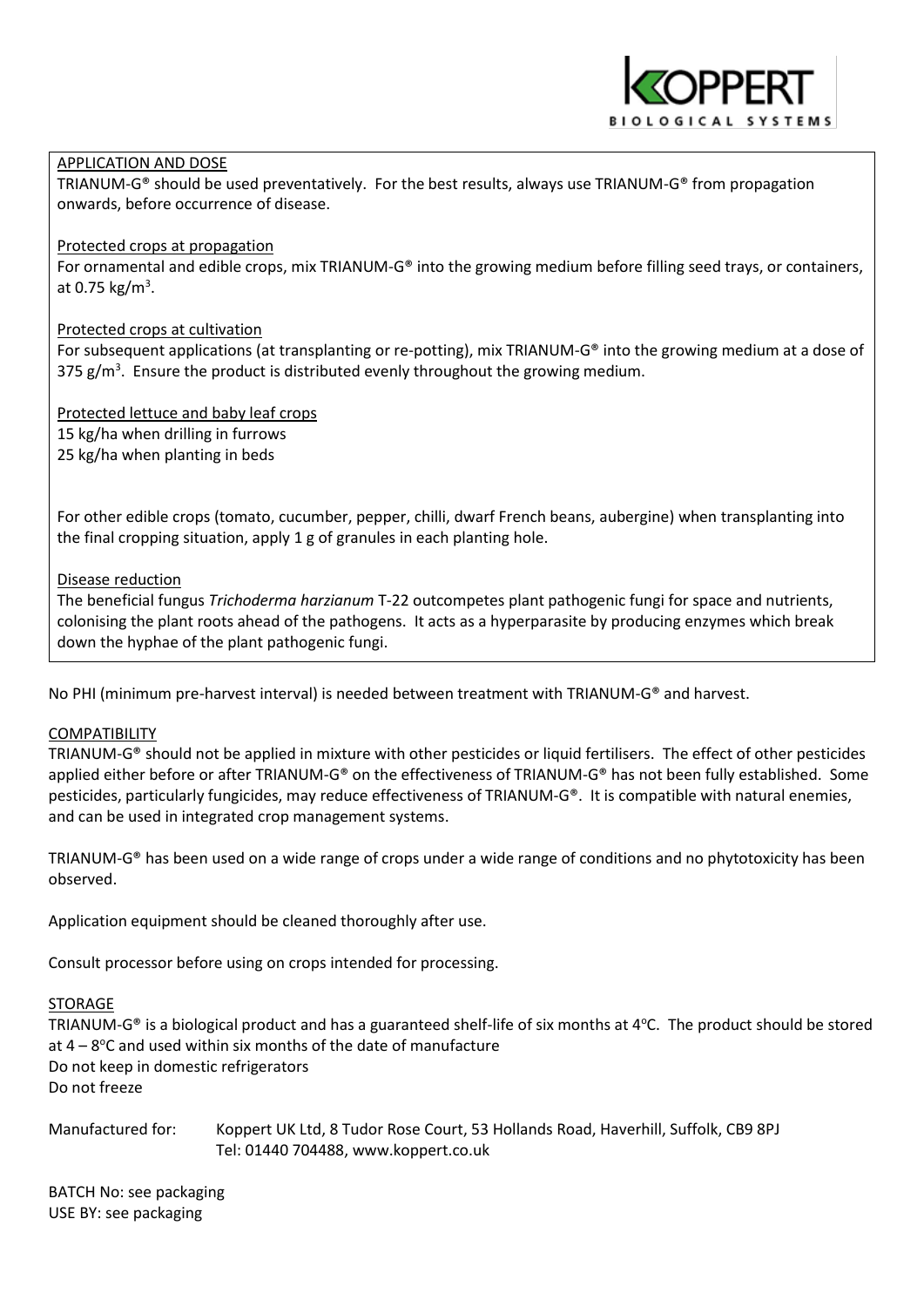## APPLICATION AND DOSE

TRIANUM-G® should be used preventatively. For the best results, always use TRIANUM-G® from propagation onwards, before occurrence of disease.

### Protected crops at propagation

For ornamental and edible crops, mix TRIANUM-G® into the growing medium before filling seed trays, or containers, at 0.75 kg/m$^3$.

### Protected crops at cultivation

For subsequent applications (at transplanting or re-potting), mix TRIANUM-G® into the growing medium at a dose of 375 g/m$^3$. Ensure the product is distributed evenly throughout the growing medium.

### Protected lettuce and baby leaf crops

15 kg/ha when drilling in furrows
25 kg/ha when planting in beds

For other edible crops (tomato, cucumber, pepper, chilli, dwarf French beans, aubergine) when transplanting into the final cropping situation, apply 1 g of granules in each planting hole.

### Disease reduction

The beneficial fungus *Trichoderma harzianum* T-22 outcompetes plant pathogenic fungi for space and nutrients, colonising the plant roots ahead of the pathogens. It acts as a hyperparasite by producing enzymes which break down the hyphae of the plant pathogenic fungi.

No PHI (minimum pre-harvest interval) is needed between treatment with TRIANUM-G® and harvest.

## COMPATIBILITY

TRIANUM-G® should not be applied in mixture with other pesticides or liquid fertilisers. The effect of other pesticides applied either before or after TRIANUM-G® on the effectiveness of TRIANUM-G® has not been fully established. Some pesticides, particularly fungicides, may reduce effectiveness of TRIANUM-G®. It is compatible with natural enemies, and can be used in integrated crop management systems.

TRIANUM-G® has been used on a wide range of crops under a wide range of conditions and no phytotoxicity has been observed.

Application equipment should be cleaned thoroughly after use.

Consult processor before using on crops intended for processing.

## STORAGE

TRIANUM-G® is a biological product and has a guaranteed shelf-life of six months at 4°C. The product should be stored at 4 – 8°C and used within six months of the date of manufacture
Do not keep in domestic refrigerators
Do not freeze

Manufactured for: Koppert UK Ltd, 8 Tudor Rose Court, 53 Hollands Road, Haverhill, Suffolk, CB9 8PJ
Tel: 01440 704488, www.koppert.co.uk

BATCH No: see packaging
USE BY: see packaging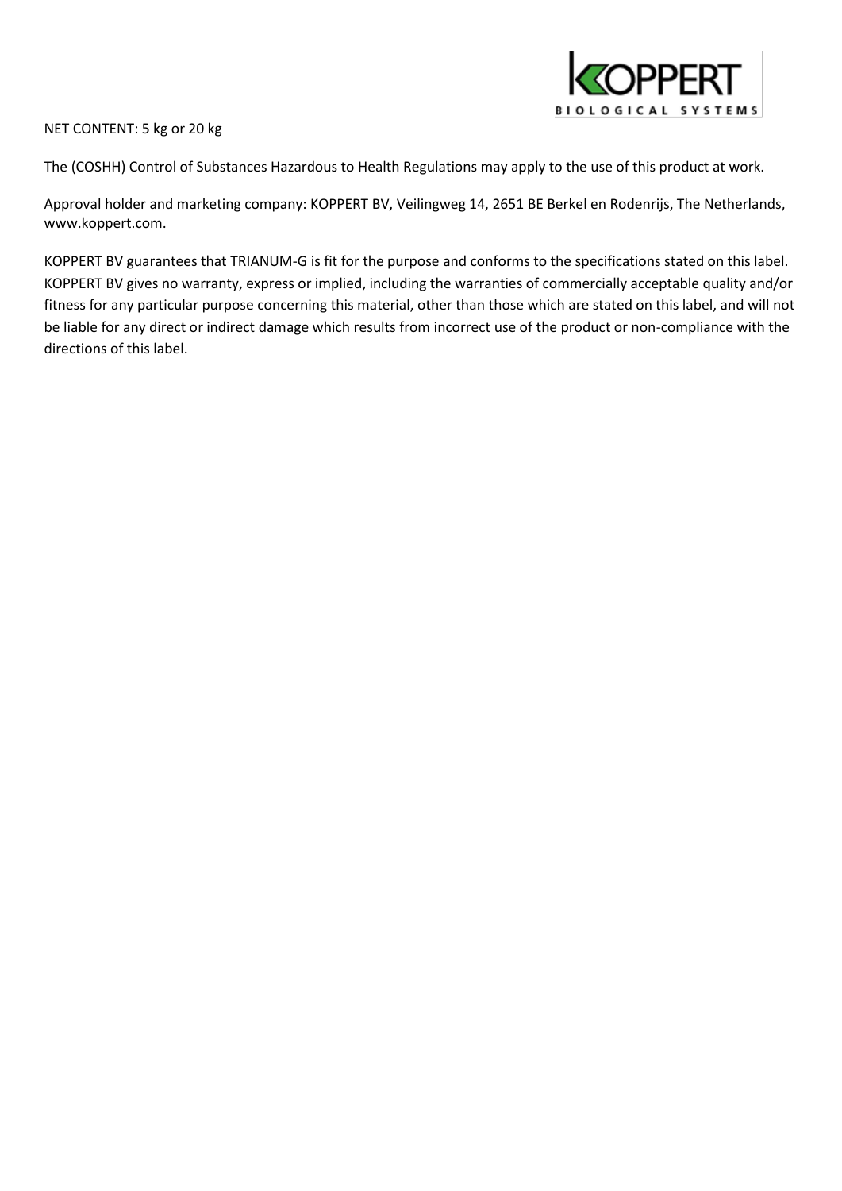NET CONTENT: 5 kg or 20 kg

The (COSHH) Control of Substances Hazardous to Health Regulations may apply to the use of this product at work.

Approval holder and marketing company: KOPPERT BV, Veilingweg 14, 2651 BE Berkel en Rodenrijs, The Netherlands, www.koppert.com.

KOPPERT BV guarantees that TRIANUM-G is fit for the purpose and conforms to the specifications stated on this label. KOPPERT BV gives no warranty, express or implied, including the warranties of commercially acceptable quality and/or fitness for any particular purpose concerning this material, other than those which are stated on this label, and will not be liable for any direct or indirect damage which results from incorrect use of the product or non-compliance with the directions of this label.